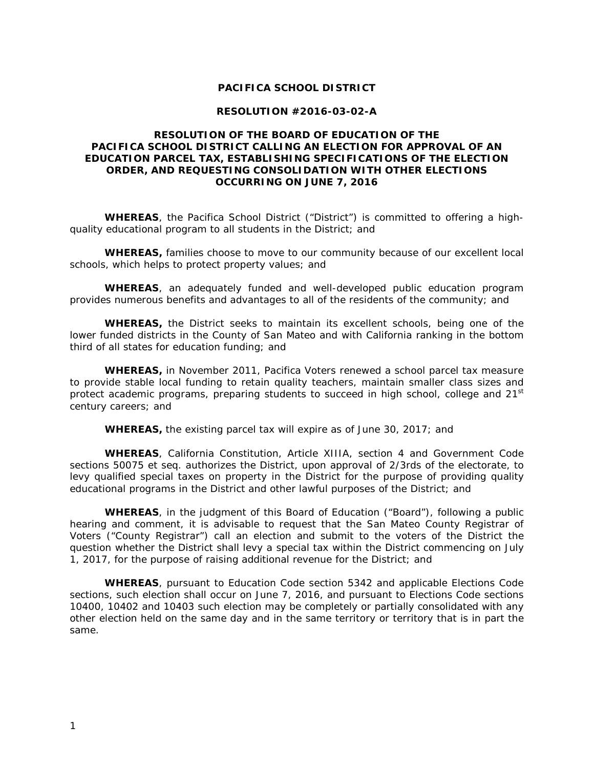**PACIFICA SCHOOL DISTRICT**

**RESOLUTION #2016-03-02-A**

**RESOLUTION OF THE BOARD OF EDUCATION OF THE PACIFICA SCHOOL DISTRICT CALLING AN ELECTION FOR APPROVAL OF AN EDUCATION PARCEL TAX, ESTABLISHING SPECIFICATIONS OF THE ELECTION ORDER, AND REQUESTING CONSOLIDATION WITH OTHER ELECTIONS OCCURRING ON JUNE 7, 2016**

**WHEREAS**, the Pacifica School District ("District") is committed to offering a high-quality educational program to all students in the District; and

**WHEREAS,** families choose to move to our community because of our excellent local schools, which helps to protect property values; and

**WHEREAS**, an adequately funded and well-developed public education program provides numerous benefits and advantages to all of the residents of the community; and

**WHEREAS,** the District seeks to maintain its excellent schools, being one of the lower funded districts in the County of San Mateo and with California ranking in the bottom third of all states for education funding; and

**WHEREAS,** in November 2011, Pacifica Voters renewed a school parcel tax measure to provide stable local funding to retain quality teachers, maintain smaller class sizes and protect academic programs, preparing students to succeed in high school, college and 21st century careers; and

**WHEREAS,** the existing parcel tax will expire as of June 30, 2017; and

**WHEREAS**, California Constitution, Article XIIIA, section 4 and Government Code sections 50075 et seq. authorizes the District, upon approval of 2/3rds of the electorate, to levy qualified special taxes on property in the District for the purpose of providing quality educational programs in the District and other lawful purposes of the District; and

**WHEREAS**, in the judgment of this Board of Education ("Board"), following a public hearing and comment, it is advisable to request that the San Mateo County Registrar of Voters ("County Registrar") call an election and submit to the voters of the District the question whether the District shall levy a special tax within the District commencing on July 1, 2017, for the purpose of raising additional revenue for the District; and

**WHEREAS**, pursuant to Education Code section 5342 and applicable Elections Code sections, such election shall occur on June 7, 2016, and pursuant to Elections Code sections 10400, 10402 and 10403 such election may be completely or partially consolidated with any other election held on the same day and in the same territory or territory that is in part the same.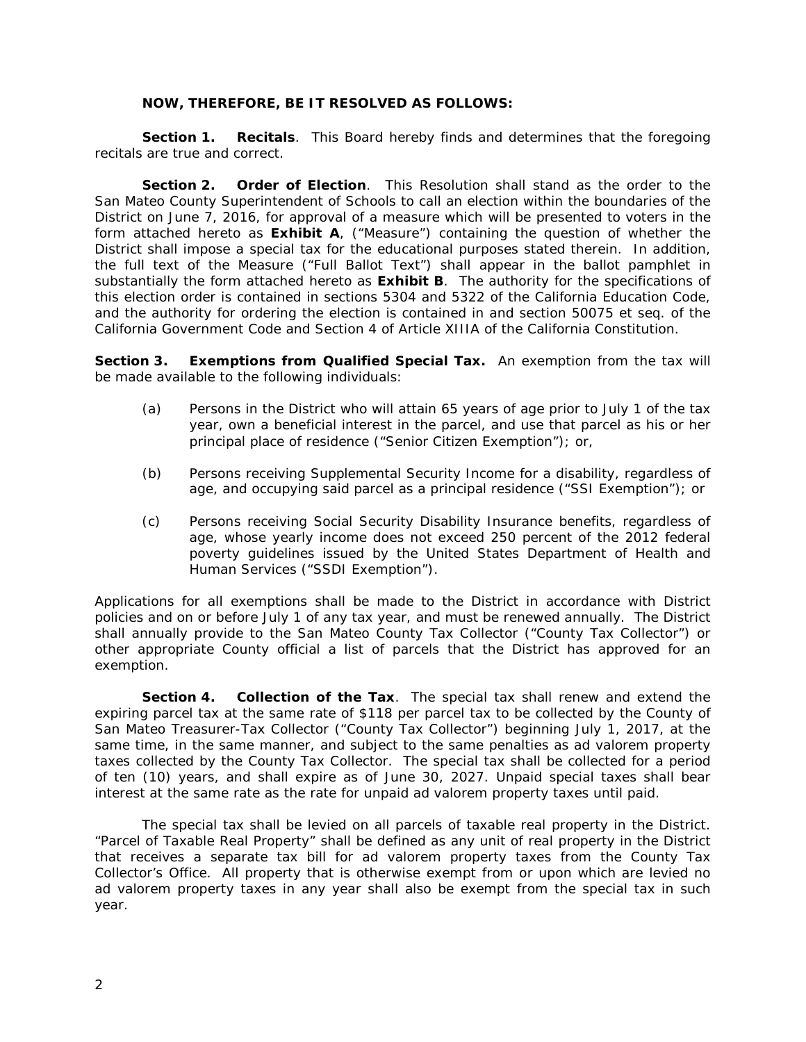**NOW, THEREFORE, BE IT RESOLVED AS FOLLOWS:**

**Section 1. Recitals**. This Board hereby finds and determines that the foregoing recitals are true and correct.

**Section 2. Order of Election**. This Resolution shall stand as the order to the San Mateo County Superintendent of Schools to call an election within the boundaries of the District on June 7, 2016, for approval of a measure which will be presented to voters in the form attached hereto as **Exhibit A**, ("Measure") containing the question of whether the District shall impose a special tax for the educational purposes stated therein. In addition, the full text of the Measure ("Full Ballot Text") shall appear in the ballot pamphlet in substantially the form attached hereto as **Exhibit B**. The authority for the specifications of this election order is contained in sections 5304 and 5322 of the California Education Code, and the authority for ordering the election is contained in and section 50075 et seq. of the California Government Code and Section 4 of Article XIIIA of the California Constitution.

**Section 3. Exemptions from Qualified Special Tax.** An exemption from the tax will be made available to the following individuals:

(a) Persons in the District who will attain 65 years of age prior to July 1 of the tax year, own a beneficial interest in the parcel, and use that parcel as his or her principal place of residence ("Senior Citizen Exemption"); or,

(b) Persons receiving Supplemental Security Income for a disability, regardless of age, and occupying said parcel as a principal residence ("SSI Exemption"); or

(c) Persons receiving Social Security Disability Insurance benefits, regardless of age, whose yearly income does not exceed 250 percent of the 2012 federal poverty guidelines issued by the United States Department of Health and Human Services ("SSDI Exemption").

Applications for all exemptions shall be made to the District in accordance with District policies and on or before July 1 of any tax year, and must be renewed annually. The District shall annually provide to the San Mateo County Tax Collector ("County Tax Collector") or other appropriate County official a list of parcels that the District has approved for an exemption.

**Section 4. Collection of the Tax**. The special tax shall renew and extend the expiring parcel tax at the same rate of $118 per parcel tax to be collected by the County of San Mateo Treasurer-Tax Collector ("County Tax Collector") beginning July 1, 2017, at the same time, in the same manner, and subject to the same penalties as ad valorem property taxes collected by the County Tax Collector. The special tax shall be collected for a period of ten (10) years, and shall expire as of June 30, 2027. Unpaid special taxes shall bear interest at the same rate as the rate for unpaid ad valorem property taxes until paid.

The special tax shall be levied on all parcels of taxable real property in the District. "Parcel of Taxable Real Property" shall be defined as any unit of real property in the District that receives a separate tax bill for ad valorem property taxes from the County Tax Collector's Office. All property that is otherwise exempt from or upon which are levied no ad valorem property taxes in any year shall also be exempt from the special tax in such year.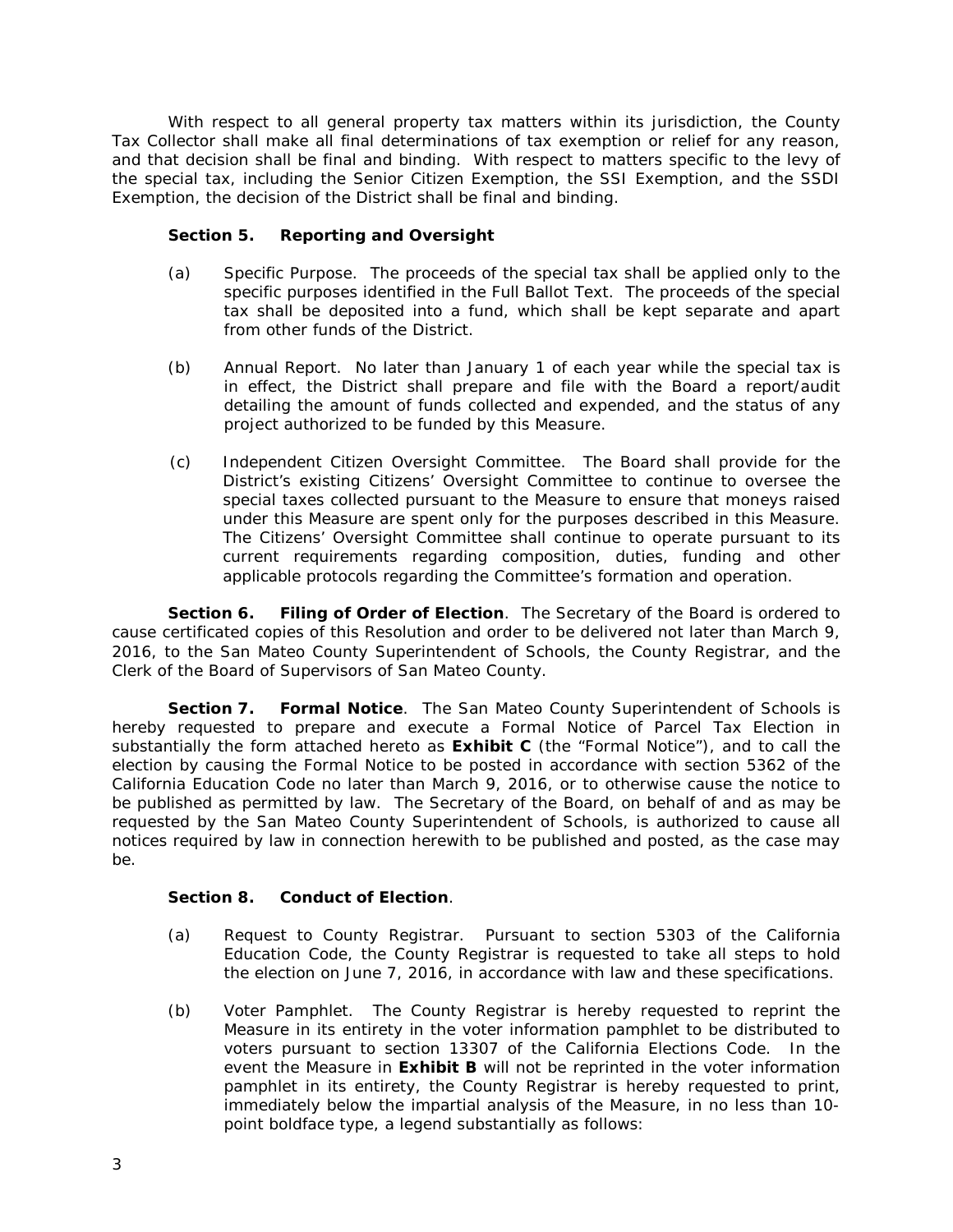With respect to all general property tax matters within its jurisdiction, the County Tax Collector shall make all final determinations of tax exemption or relief for any reason, and that decision shall be final and binding. With respect to matters specific to the levy of the special tax, including the Senior Citizen Exemption, the SSI Exemption, and the SSDI Exemption, the decision of the District shall be final and binding.

**Section 5. Reporting and Oversight**

(a) Specific Purpose. The proceeds of the special tax shall be applied only to the specific purposes identified in the Full Ballot Text. The proceeds of the special tax shall be deposited into a fund, which shall be kept separate and apart from other funds of the District.

(b) Annual Report. No later than January 1 of each year while the special tax is in effect, the District shall prepare and file with the Board a report/audit detailing the amount of funds collected and expended, and the status of any project authorized to be funded by this Measure.

(c) Independent Citizen Oversight Committee. The Board shall provide for the District's existing Citizens' Oversight Committee to continue to oversee the special taxes collected pursuant to the Measure to ensure that moneys raised under this Measure are spent only for the purposes described in this Measure. The Citizens' Oversight Committee shall continue to operate pursuant to its current requirements regarding composition, duties, funding and other applicable protocols regarding the Committee's formation and operation.

**Section 6. Filing of Order of Election**. The Secretary of the Board is ordered to cause certificated copies of this Resolution and order to be delivered not later than March 9, 2016, to the San Mateo County Superintendent of Schools, the County Registrar, and the Clerk of the Board of Supervisors of San Mateo County.

**Section 7. Formal Notice**. The San Mateo County Superintendent of Schools is hereby requested to prepare and execute a Formal Notice of Parcel Tax Election in substantially the form attached hereto as **Exhibit C** (the "Formal Notice"), and to call the election by causing the Formal Notice to be posted in accordance with section 5362 of the California Education Code no later than March 9, 2016, or to otherwise cause the notice to be published as permitted by law. The Secretary of the Board, on behalf of and as may be requested by the San Mateo County Superintendent of Schools, is authorized to cause all notices required by law in connection herewith to be published and posted, as the case may be.

**Section 8. Conduct of Election**.

(a) Request to County Registrar. Pursuant to section 5303 of the California Education Code, the County Registrar is requested to take all steps to hold the election on June 7, 2016, in accordance with law and these specifications.

(b) Voter Pamphlet. The County Registrar is hereby requested to reprint the Measure in its entirety in the voter information pamphlet to be distributed to voters pursuant to section 13307 of the California Elections Code. In the event the Measure in **Exhibit B** will not be reprinted in the voter information pamphlet in its entirety, the County Registrar is hereby requested to print, immediately below the impartial analysis of the Measure, in no less than 10-point boldface type, a legend substantially as follows: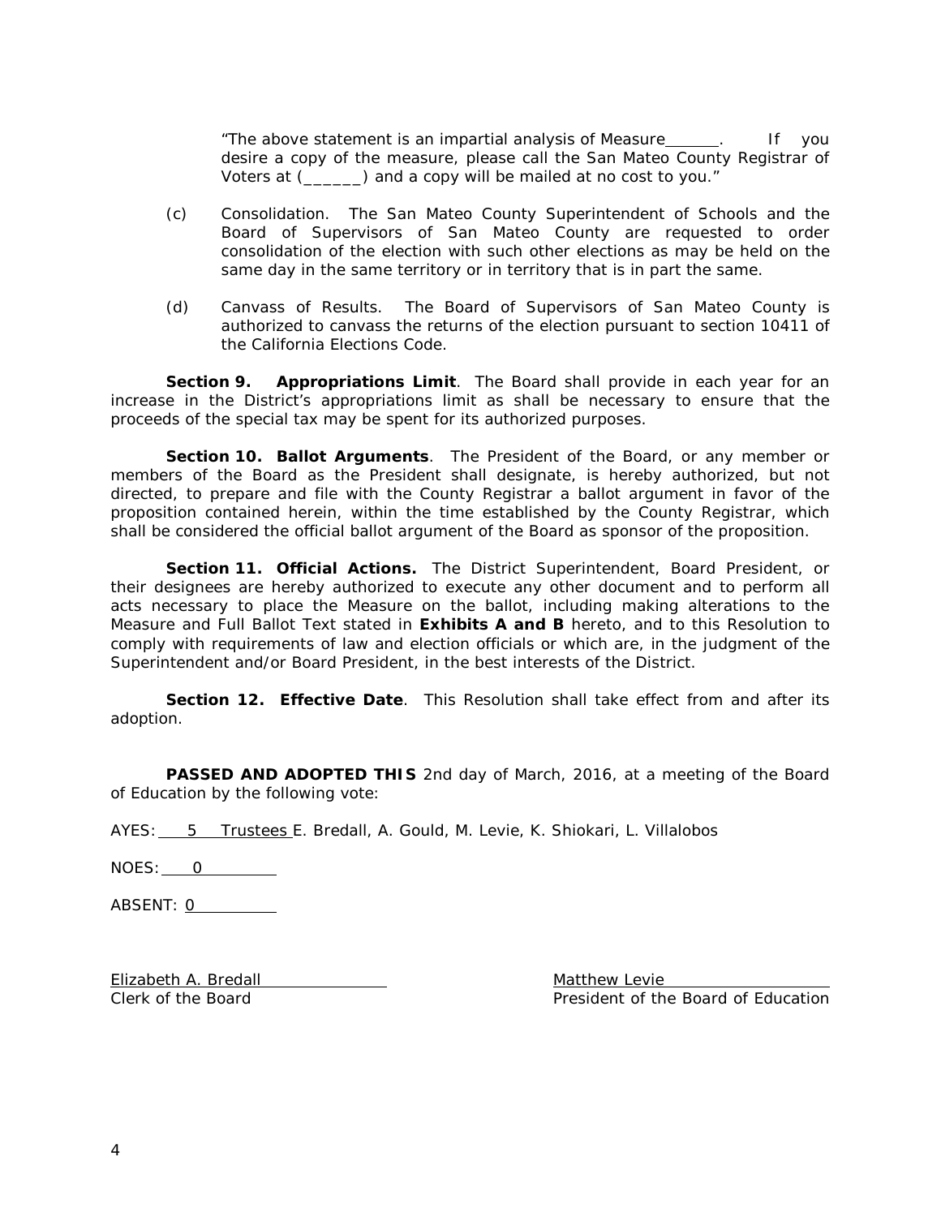"The above statement is an impartial analysis of Measure______. If you desire a copy of the measure, please call the San Mateo County Registrar of Voters at (______) and a copy will be mailed at no cost to you."

(c) Consolidation. The San Mateo County Superintendent of Schools and the Board of Supervisors of San Mateo County are requested to order consolidation of the election with such other elections as may be held on the same day in the same territory or in territory that is in part the same.

(d) Canvass of Results. The Board of Supervisors of San Mateo County is authorized to canvass the returns of the election pursuant to section 10411 of the California Elections Code.

**Section 9. Appropriations Limit**. The Board shall provide in each year for an increase in the District's appropriations limit as shall be necessary to ensure that the proceeds of the special tax may be spent for its authorized purposes.

**Section 10. Ballot Arguments**. The President of the Board, or any member or members of the Board as the President shall designate, is hereby authorized, but not directed, to prepare and file with the County Registrar a ballot argument in favor of the proposition contained herein, within the time established by the County Registrar, which shall be considered the official ballot argument of the Board as sponsor of the proposition.

**Section 11. Official Actions.** The District Superintendent, Board President, or their designees are hereby authorized to execute any other document and to perform all acts necessary to place the Measure on the ballot, including making alterations to the Measure and Full Ballot Text stated in **Exhibits A and B** hereto, and to this Resolution to comply with requirements of law and election officials or which are, in the judgment of the Superintendent and/or Board President, in the best interests of the District.

**Section 12. Effective Date**. This Resolution shall take effect from and after its adoption.

**PASSED AND ADOPTED THIS** 2nd day of March, 2016, at a meeting of the Board of Education by the following vote:

AYES: 5 Trustees E. Bredall, A. Gould, M. Levie, K. Shiokari, L. Villalobos

NOES: 0

ABSENT: 0

Elizabeth A. Bredall
Clerk of the Board

Matthew Levie
President of the Board of Education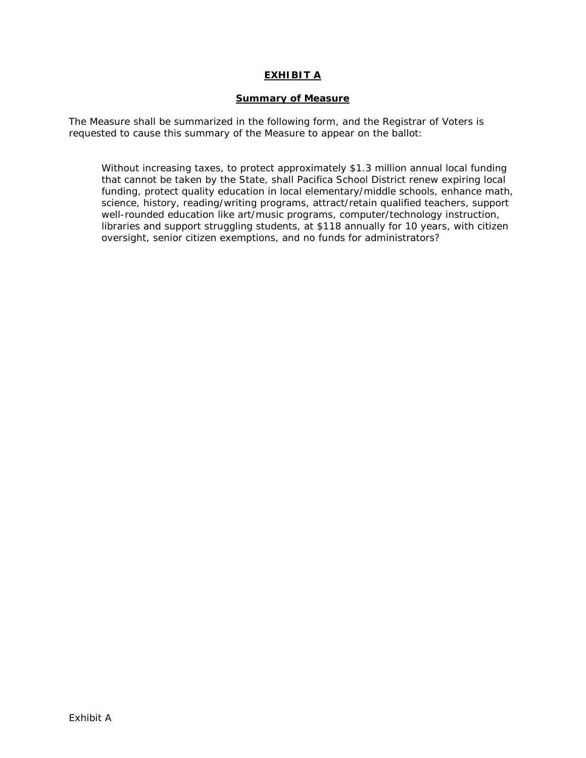## **EXHIBIT A**

### **Summary of Measure**

The Measure shall be summarized in the following form, and the Registrar of Voters is requested to cause this summary of the Measure to appear on the ballot:

> Without increasing taxes, to protect approximately $1.3 million annual local funding that cannot be taken by the State, shall Pacifica School District renew expiring local funding, protect quality education in local elementary/middle schools, enhance math, science, history, reading/writing programs, attract/retain qualified teachers, support well-rounded education like art/music programs, computer/technology instruction, libraries and support struggling students, at $118 annually for 10 years, with citizen oversight, senior citizen exemptions, and no funds for administrators?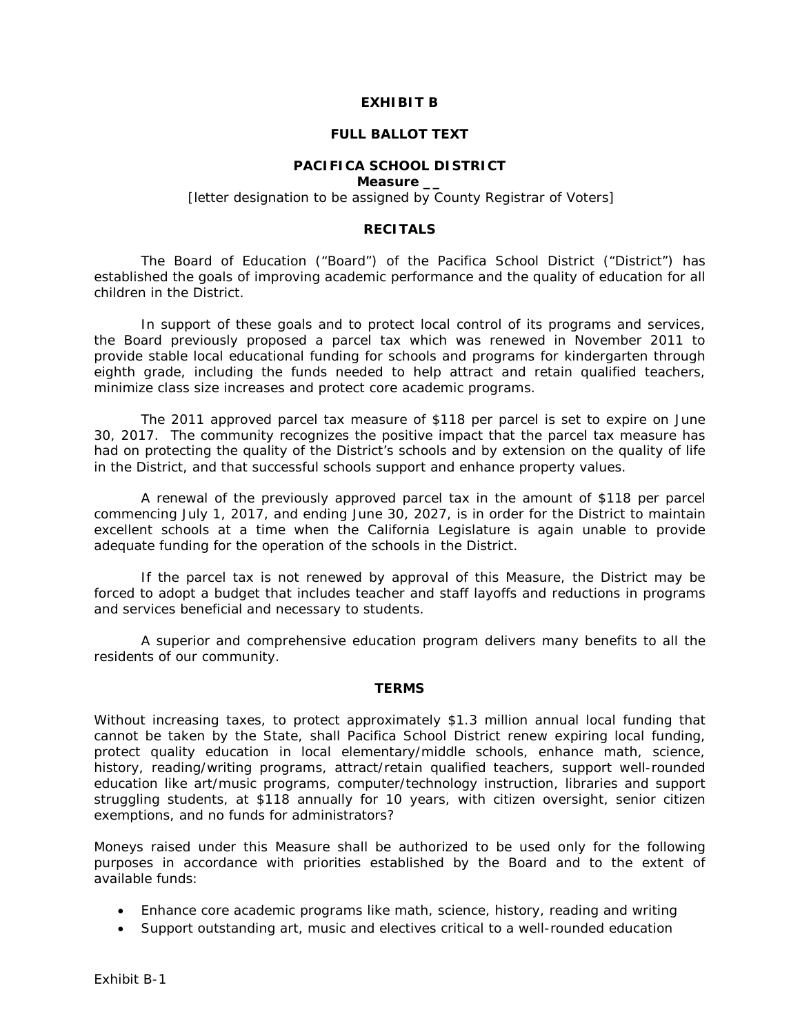# EXHIBIT B

## FULL BALLOT TEXT

### PACIFICA SCHOOL DISTRICT

**Measure __**

[letter designation to be assigned by County Registrar of Voters]

### RECITALS

The Board of Education ("Board") of the Pacifica School District ("District") has established the goals of improving academic performance and the quality of education for all children in the District.

In support of these goals and to protect local control of its programs and services, the Board previously proposed a parcel tax which was renewed in November 2011 to provide stable local educational funding for schools and programs for kindergarten through eighth grade, including the funds needed to help attract and retain qualified teachers, minimize class size increases and protect core academic programs.

The 2011 approved parcel tax measure of $118 per parcel is set to expire on June 30, 2017. The community recognizes the positive impact that the parcel tax measure has had on protecting the quality of the District's schools and by extension on the quality of life in the District, and that successful schools support and enhance property values.

A renewal of the previously approved parcel tax in the amount of $118 per parcel commencing July 1, 2017, and ending June 30, 2027, is in order for the District to maintain excellent schools at a time when the California Legislature is again unable to provide adequate funding for the operation of the schools in the District.

If the parcel tax is not renewed by approval of this Measure, the District may be forced to adopt a budget that includes teacher and staff layoffs and reductions in programs and services beneficial and necessary to students.

A superior and comprehensive education program delivers many benefits to all the residents of our community.

### TERMS

Without increasing taxes, to protect approximately $1.3 million annual local funding that cannot be taken by the State, shall Pacifica School District renew expiring local funding, protect quality education in local elementary/middle schools, enhance math, science, history, reading/writing programs, attract/retain qualified teachers, support well-rounded education like art/music programs, computer/technology instruction, libraries and support struggling students, at $118 annually for 10 years, with citizen oversight, senior citizen exemptions, and no funds for administrators?

Moneys raised under this Measure shall be authorized to be used only for the following purposes in accordance with priorities established by the Board and to the extent of available funds:

- Enhance core academic programs like math, science, history, reading and writing
- Support outstanding art, music and electives critical to a well-rounded education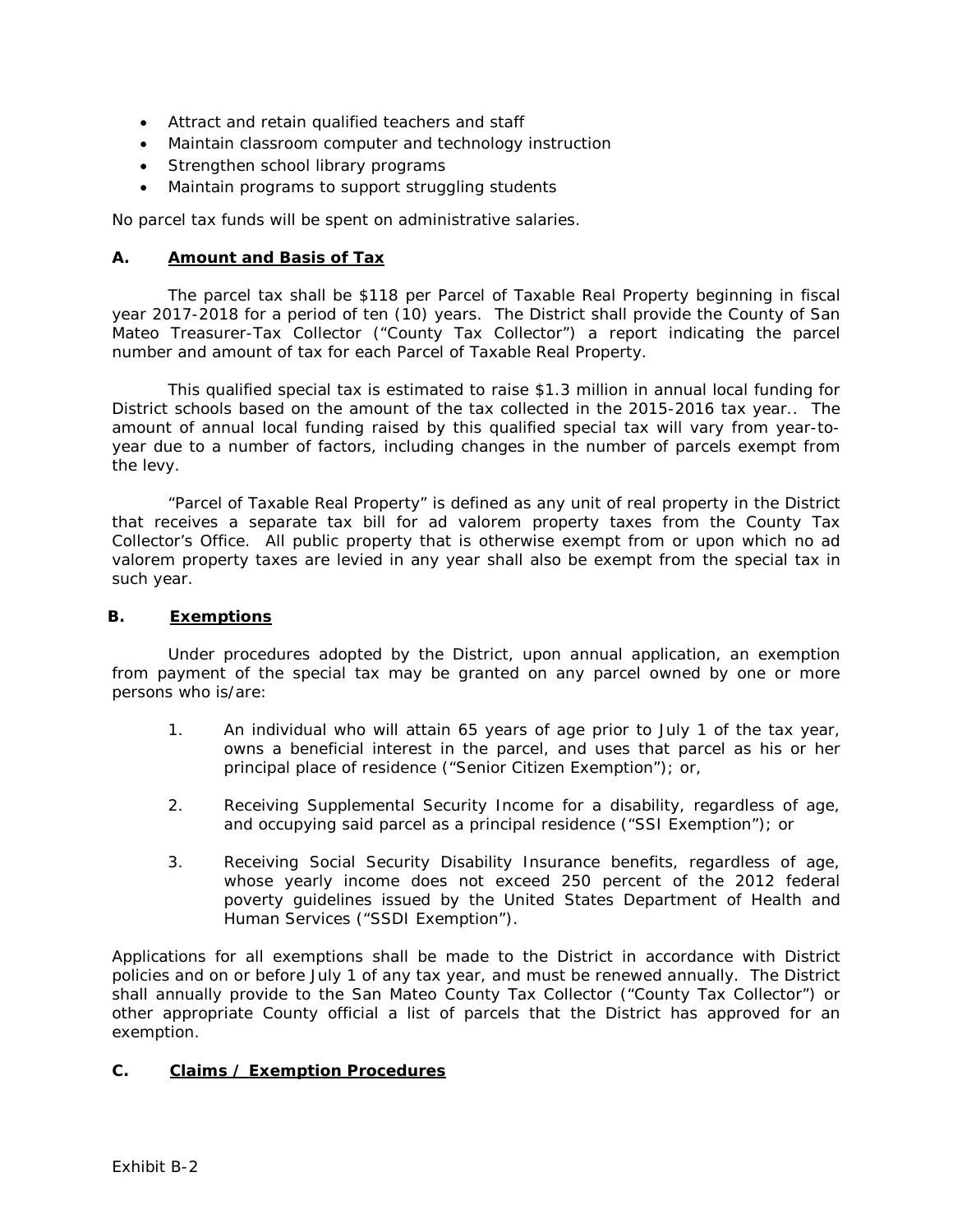- Attract and retain qualified teachers and staff
- Maintain classroom computer and technology instruction
- Strengthen school library programs
- Maintain programs to support struggling students

No parcel tax funds will be spent on administrative salaries.

**A. Amount and Basis of Tax**

The parcel tax shall be $118 per Parcel of Taxable Real Property beginning in fiscal year 2017-2018 for a period of ten (10) years. The District shall provide the County of San Mateo Treasurer-Tax Collector ("County Tax Collector") a report indicating the parcel number and amount of tax for each Parcel of Taxable Real Property.

This qualified special tax is estimated to raise $1.3 million in annual local funding for District schools based on the amount of the tax collected in the 2015-2016 tax year.. The amount of annual local funding raised by this qualified special tax will vary from year-to-year due to a number of factors, including changes in the number of parcels exempt from the levy.

"Parcel of Taxable Real Property" is defined as any unit of real property in the District that receives a separate tax bill for ad valorem property taxes from the County Tax Collector's Office. All public property that is otherwise exempt from or upon which no ad valorem property taxes are levied in any year shall also be exempt from the special tax in such year.

**B. Exemptions**

Under procedures adopted by the District, upon annual application, an exemption from payment of the special tax may be granted on any parcel owned by one or more persons who is/are:

1. An individual who will attain 65 years of age prior to July 1 of the tax year, owns a beneficial interest in the parcel, and uses that parcel as his or her principal place of residence ("Senior Citizen Exemption"); or,

2. Receiving Supplemental Security Income for a disability, regardless of age, and occupying said parcel as a principal residence ("SSI Exemption"); or

3. Receiving Social Security Disability Insurance benefits, regardless of age, whose yearly income does not exceed 250 percent of the 2012 federal poverty guidelines issued by the United States Department of Health and Human Services ("SSDI Exemption").

Applications for all exemptions shall be made to the District in accordance with District policies and on or before July 1 of any tax year, and must be renewed annually. The District shall annually provide to the San Mateo County Tax Collector ("County Tax Collector") or other appropriate County official a list of parcels that the District has approved for an exemption.

**C. Claims / Exemption Procedures**

Exhibit B-2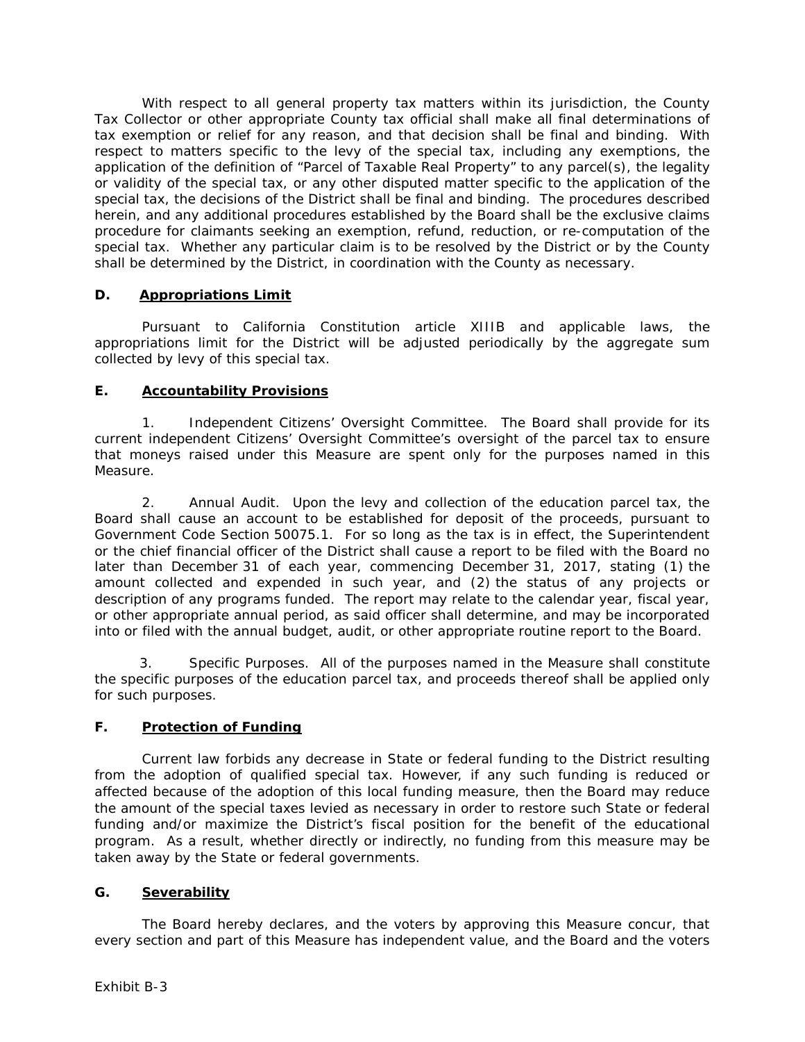With respect to all general property tax matters within its jurisdiction, the County Tax Collector or other appropriate County tax official shall make all final determinations of tax exemption or relief for any reason, and that decision shall be final and binding. With respect to matters specific to the levy of the special tax, including any exemptions, the application of the definition of "Parcel of Taxable Real Property" to any parcel(s), the legality or validity of the special tax, or any other disputed matter specific to the application of the special tax, the decisions of the District shall be final and binding. The procedures described herein, and any additional procedures established by the Board shall be the exclusive claims procedure for claimants seeking an exemption, refund, reduction, or re-computation of the special tax. Whether any particular claim is to be resolved by the District or by the County shall be determined by the District, in coordination with the County as necessary.

## D. Appropriations Limit

Pursuant to California Constitution article XIIIB and applicable laws, the appropriations limit for the District will be adjusted periodically by the aggregate sum collected by levy of this special tax.

## E. Accountability Provisions

1. Independent Citizens' Oversight Committee. The Board shall provide for its current independent Citizens' Oversight Committee's oversight of the parcel tax to ensure that moneys raised under this Measure are spent only for the purposes named in this Measure.

2. Annual Audit. Upon the levy and collection of the education parcel tax, the Board shall cause an account to be established for deposit of the proceeds, pursuant to Government Code Section 50075.1. For so long as the tax is in effect, the Superintendent or the chief financial officer of the District shall cause a report to be filed with the Board no later than December 31 of each year, commencing December 31, 2017, stating (1) the amount collected and expended in such year, and (2) the status of any projects or description of any programs funded. The report may relate to the calendar year, fiscal year, or other appropriate annual period, as said officer shall determine, and may be incorporated into or filed with the annual budget, audit, or other appropriate routine report to the Board.

3. Specific Purposes. All of the purposes named in the Measure shall constitute the specific purposes of the education parcel tax, and proceeds thereof shall be applied only for such purposes.

## F. Protection of Funding

Current law forbids any decrease in State or federal funding to the District resulting from the adoption of qualified special tax. However, if any such funding is reduced or affected because of the adoption of this local funding measure, then the Board may reduce the amount of the special taxes levied as necessary in order to restore such State or federal funding and/or maximize the District's fiscal position for the benefit of the educational program. As a result, whether directly or indirectly, no funding from this measure may be taken away by the State or federal governments.

## G. Severability

The Board hereby declares, and the voters by approving this Measure concur, that every section and part of this Measure has independent value, and the Board and the voters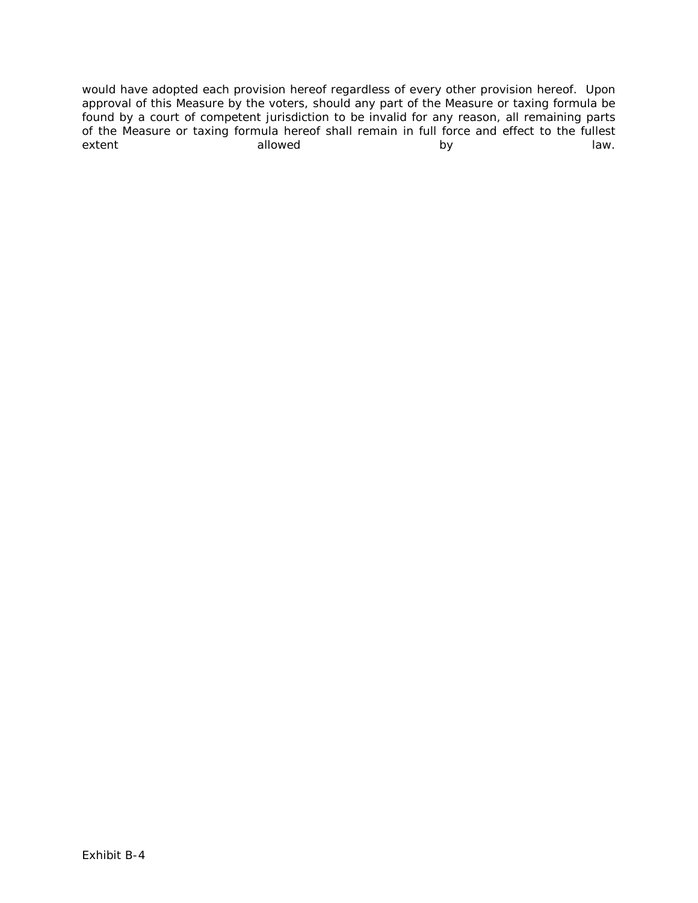would have adopted each provision hereof regardless of every other provision hereof. Upon approval of this Measure by the voters, should any part of the Measure or taxing formula be found by a court of competent jurisdiction to be invalid for any reason, all remaining parts of the Measure or taxing formula hereof shall remain in full force and effect to the fullest extent allowed by law.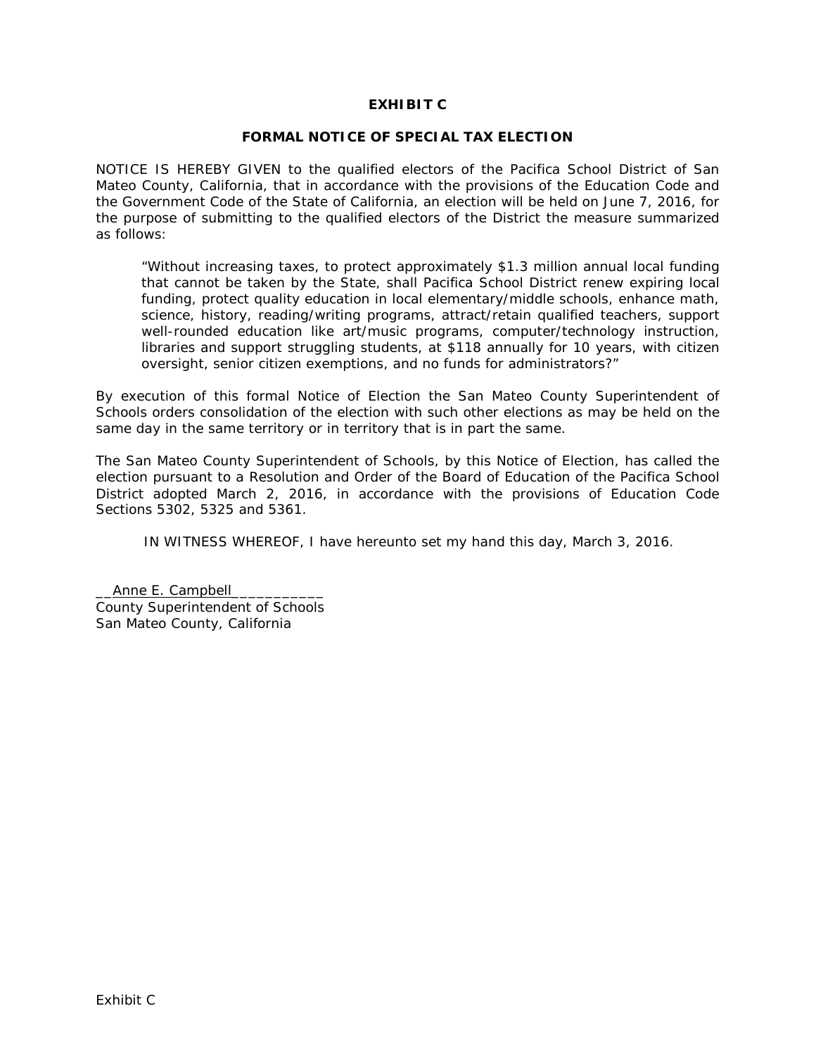# EXHIBIT C

## FORMAL NOTICE OF SPECIAL TAX ELECTION

NOTICE IS HEREBY GIVEN to the qualified electors of the Pacifica School District of San Mateo County, California, that in accordance with the provisions of the Education Code and the Government Code of the State of California, an election will be held on June 7, 2016, for the purpose of submitting to the qualified electors of the District the measure summarized as follows:

> "Without increasing taxes, to protect approximately $1.3 million annual local funding that cannot be taken by the State, shall Pacifica School District renew expiring local funding, protect quality education in local elementary/middle schools, enhance math, science, history, reading/writing programs, attract/retain qualified teachers, support well-rounded education like art/music programs, computer/technology instruction, libraries and support struggling students, at $118 annually for 10 years, with citizen oversight, senior citizen exemptions, and no funds for administrators?"

By execution of this formal Notice of Election the San Mateo County Superintendent of Schools orders consolidation of the election with such other elections as may be held on the same day in the same territory or in territory that is in part the same.

The San Mateo County Superintendent of Schools, by this Notice of Election, has called the election pursuant to a Resolution and Order of the Board of Education of the Pacifica School District adopted March 2, 2016, in accordance with the provisions of Education Code Sections 5302, 5325 and 5361.

IN WITNESS WHEREOF, I have hereunto set my hand this day, March 3, 2016.

__Anne E. Campbell___________
County Superintendent of Schools
San Mateo County, California

Exhibit C